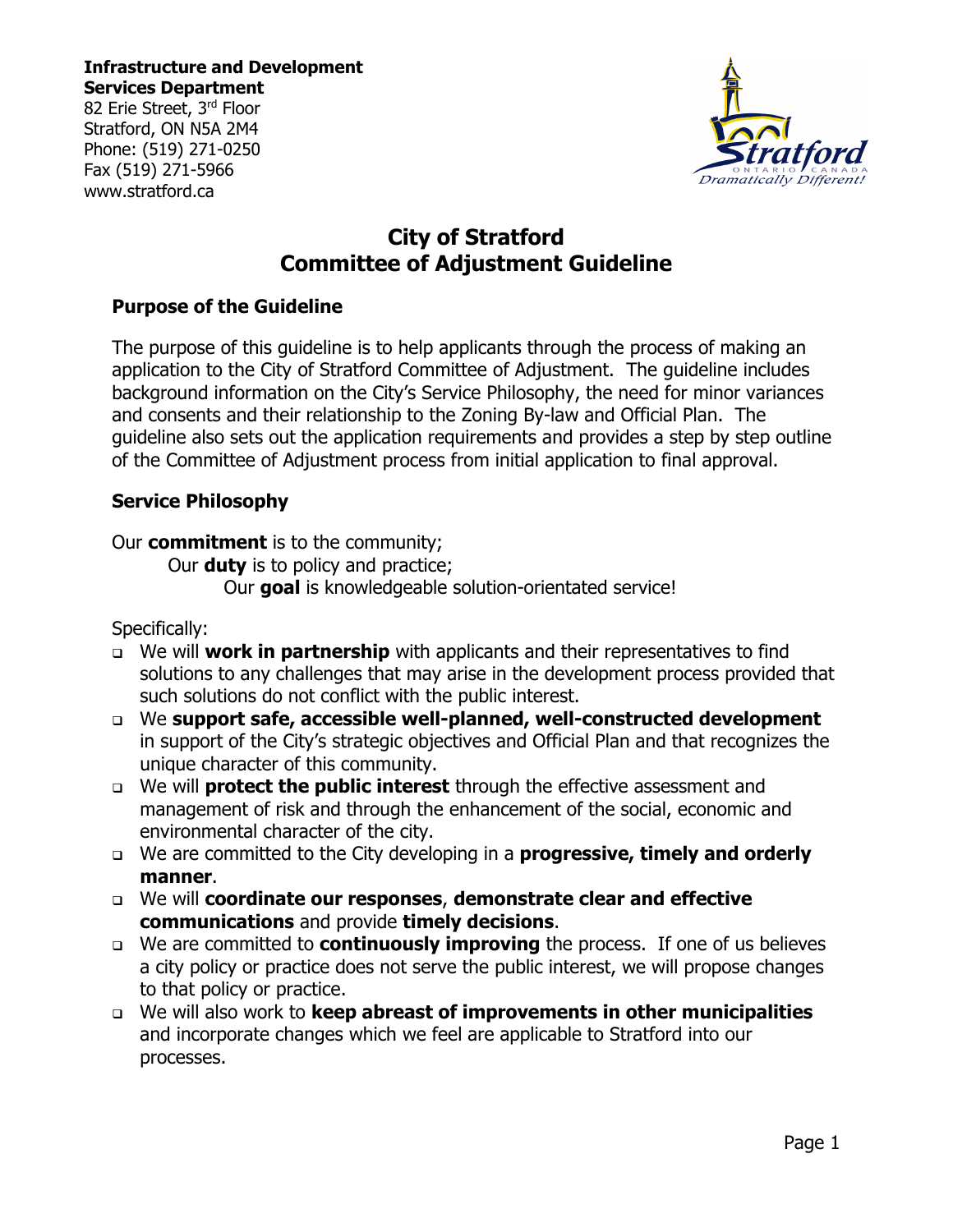**Infrastructure and Development Services Department**
82 Erie Street, 3rd Floor
Stratford, ON N5A 2M4
Phone: (519) 271-0250
Fax (519) 271-5966
www.stratford.ca

# City of Stratford Committee of Adjustment Guideline

## Purpose of the Guideline

The purpose of this guideline is to help applicants through the process of making an application to the City of Stratford Committee of Adjustment. The guideline includes background information on the City's Service Philosophy, the need for minor variances and consents and their relationship to the Zoning By-law and Official Plan. The guideline also sets out the application requirements and provides a step by step outline of the Committee of Adjustment process from initial application to final approval.

## Service Philosophy

Our **commitment** is to the community;
Our **duty** is to policy and practice;
Our **goal** is knowledgeable solution-orientated service!

Specifically:

- We will **work in partnership** with applicants and their representatives to find solutions to any challenges that may arise in the development process provided that such solutions do not conflict with the public interest.
- We **support safe, accessible well-planned, well-constructed development** in support of the City's strategic objectives and Official Plan and that recognizes the unique character of this community.
- We will **protect the public interest** through the effective assessment and management of risk and through the enhancement of the social, economic and environmental character of the city.
- We are committed to the City developing in a **progressive, timely and orderly manner**.
- We will **coordinate our responses**, **demonstrate clear and effective communications** and provide **timely decisions**.
- We are committed to **continuously improving** the process. If one of us believes a city policy or practice does not serve the public interest, we will propose changes to that policy or practice.
- We will also work to **keep abreast of improvements in other municipalities** and incorporate changes which we feel are applicable to Stratford into our processes.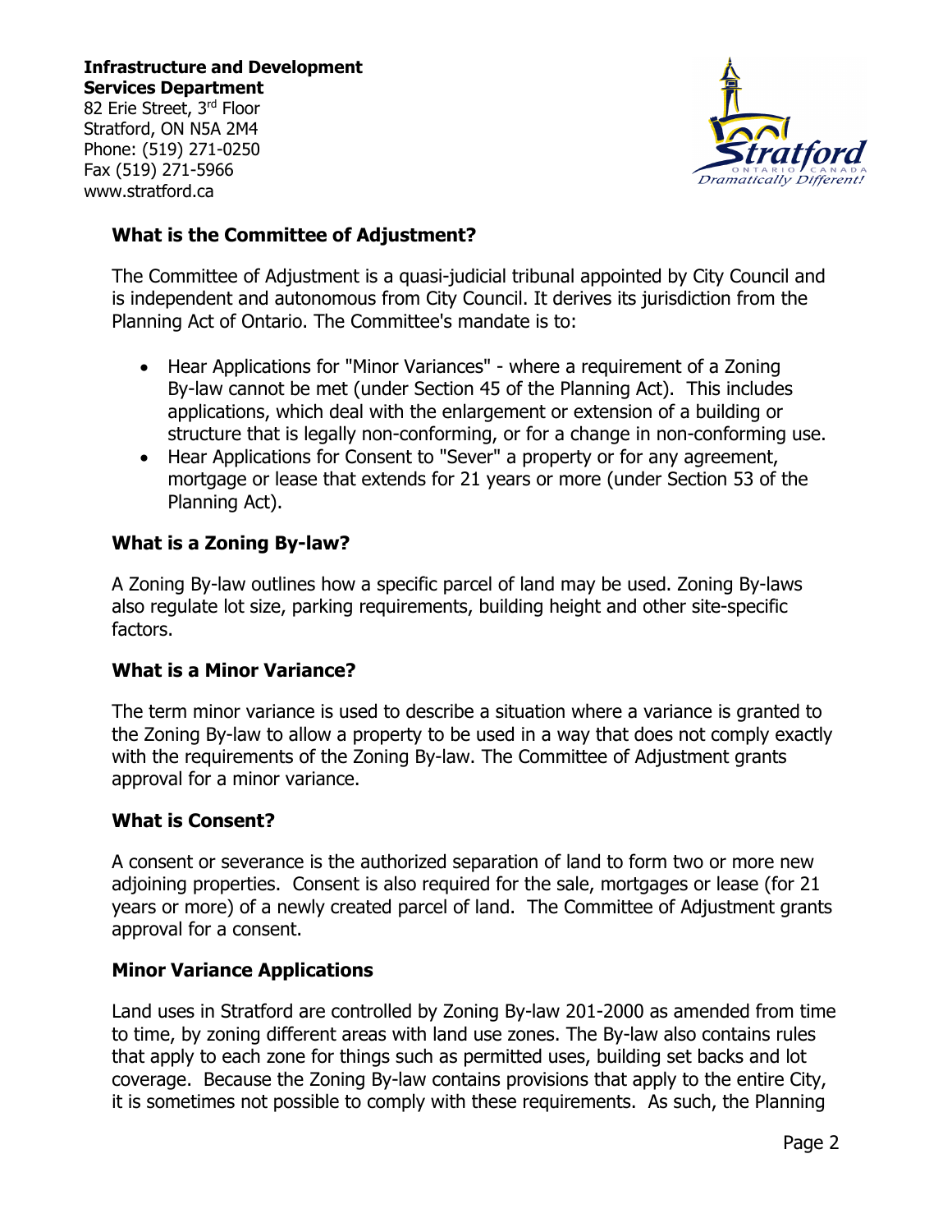**Infrastructure and Development Services Department**
82 Erie Street, 3rd Floor
Stratford, ON N5A 2M4
Phone: (519) 271-0250
Fax (519) 271-5966
www.stratford.ca

## What is the Committee of Adjustment?

The Committee of Adjustment is a quasi-judicial tribunal appointed by City Council and is independent and autonomous from City Council. It derives its jurisdiction from the Planning Act of Ontario. The Committee's mandate is to:

- Hear Applications for "Minor Variances" - where a requirement of a Zoning By-law cannot be met (under Section 45 of the Planning Act). This includes applications, which deal with the enlargement or extension of a building or structure that is legally non-conforming, or for a change in non-conforming use.
- Hear Applications for Consent to "Sever" a property or for any agreement, mortgage or lease that extends for 21 years or more (under Section 53 of the Planning Act).

## What is a Zoning By-law?

A Zoning By-law outlines how a specific parcel of land may be used. Zoning By-laws also regulate lot size, parking requirements, building height and other site-specific factors.

## What is a Minor Variance?

The term minor variance is used to describe a situation where a variance is granted to the Zoning By-law to allow a property to be used in a way that does not comply exactly with the requirements of the Zoning By-law. The Committee of Adjustment grants approval for a minor variance.

## What is Consent?

A consent or severance is the authorized separation of land to form two or more new adjoining properties. Consent is also required for the sale, mortgages or lease (for 21 years or more) of a newly created parcel of land. The Committee of Adjustment grants approval for a consent.

## Minor Variance Applications

Land uses in Stratford are controlled by Zoning By-law 201-2000 as amended from time to time, by zoning different areas with land use zones. The By-law also contains rules that apply to each zone for things such as permitted uses, building set backs and lot coverage. Because the Zoning By-law contains provisions that apply to the entire City, it is sometimes not possible to comply with these requirements. As such, the Planning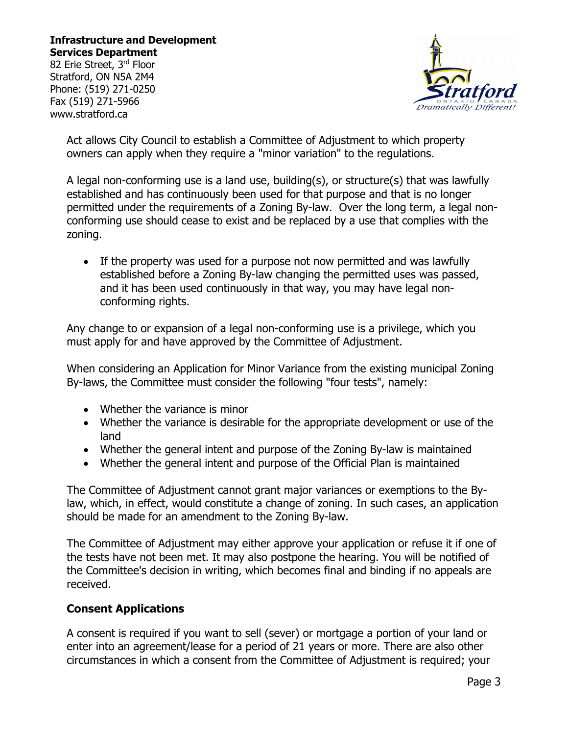Act allows City Council to establish a Committee of Adjustment to which property owners can apply when they require a "minor variation" to the regulations.

A legal non-conforming use is a land use, building(s), or structure(s) that was lawfully established and has continuously been used for that purpose and that is no longer permitted under the requirements of a Zoning By-law. Over the long term, a legal non-conforming use should cease to exist and be replaced by a use that complies with the zoning.

- If the property was used for a purpose not now permitted and was lawfully established before a Zoning By-law changing the permitted uses was passed, and it has been used continuously in that way, you may have legal non-conforming rights.

Any change to or expansion of a legal non-conforming use is a privilege, which you must apply for and have approved by the Committee of Adjustment.

When considering an Application for Minor Variance from the existing municipal Zoning By-laws, the Committee must consider the following "four tests", namely:

- Whether the variance is minor
- Whether the variance is desirable for the appropriate development or use of the land
- Whether the general intent and purpose of the Zoning By-law is maintained
- Whether the general intent and purpose of the Official Plan is maintained

The Committee of Adjustment cannot grant major variances or exemptions to the By-law, which, in effect, would constitute a change of zoning. In such cases, an application should be made for an amendment to the Zoning By-law.

The Committee of Adjustment may either approve your application or refuse it if one of the tests have not been met. It may also postpone the hearing. You will be notified of the Committee's decision in writing, which becomes final and binding if no appeals are received.

## Consent Applications

A consent is required if you want to sell (sever) or mortgage a portion of your land or enter into an agreement/lease for a period of 21 years or more. There are also other circumstances in which a consent from the Committee of Adjustment is required; your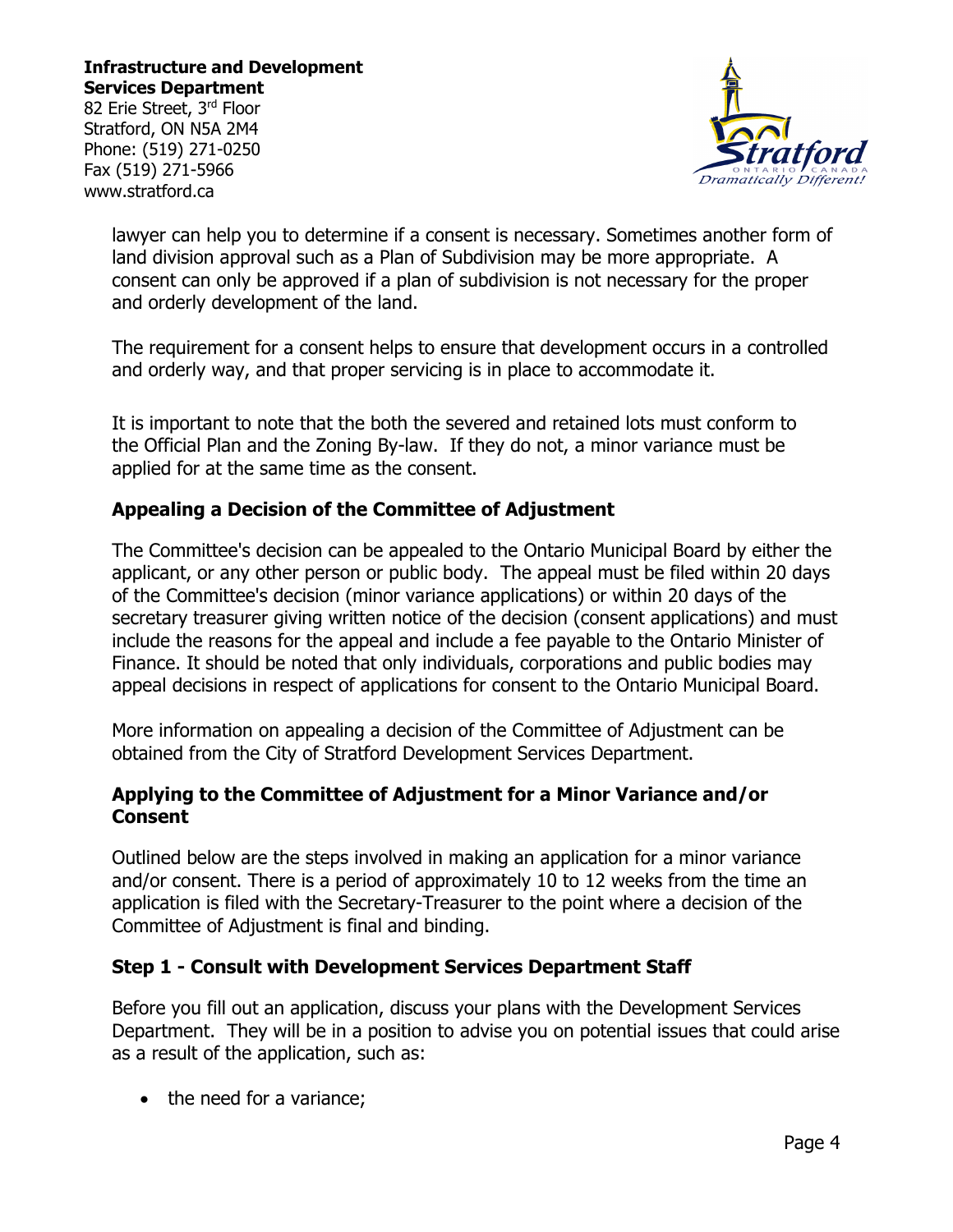lawyer can help you to determine if a consent is necessary. Sometimes another form of land division approval such as a Plan of Subdivision may be more appropriate. A consent can only be approved if a plan of subdivision is not necessary for the proper and orderly development of the land.

The requirement for a consent helps to ensure that development occurs in a controlled and orderly way, and that proper servicing is in place to accommodate it.

It is important to note that the both the severed and retained lots must conform to the Official Plan and the Zoning By-law. If they do not, a minor variance must be applied for at the same time as the consent.

### Appealing a Decision of the Committee of Adjustment

The Committee's decision can be appealed to the Ontario Municipal Board by either the applicant, or any other person or public body. The appeal must be filed within 20 days of the Committee's decision (minor variance applications) or within 20 days of the secretary treasurer giving written notice of the decision (consent applications) and must include the reasons for the appeal and include a fee payable to the Ontario Minister of Finance. It should be noted that only individuals, corporations and public bodies may appeal decisions in respect of applications for consent to the Ontario Municipal Board.

More information on appealing a decision of the Committee of Adjustment can be obtained from the City of Stratford Development Services Department.

### Applying to the Committee of Adjustment for a Minor Variance and/or Consent

Outlined below are the steps involved in making an application for a minor variance and/or consent. There is a period of approximately 10 to 12 weeks from the time an application is filed with the Secretary-Treasurer to the point where a decision of the Committee of Adjustment is final and binding.

### Step 1 - Consult with Development Services Department Staff

Before you fill out an application, discuss your plans with the Development Services Department. They will be in a position to advise you on potential issues that could arise as a result of the application, such as:

- the need for a variance;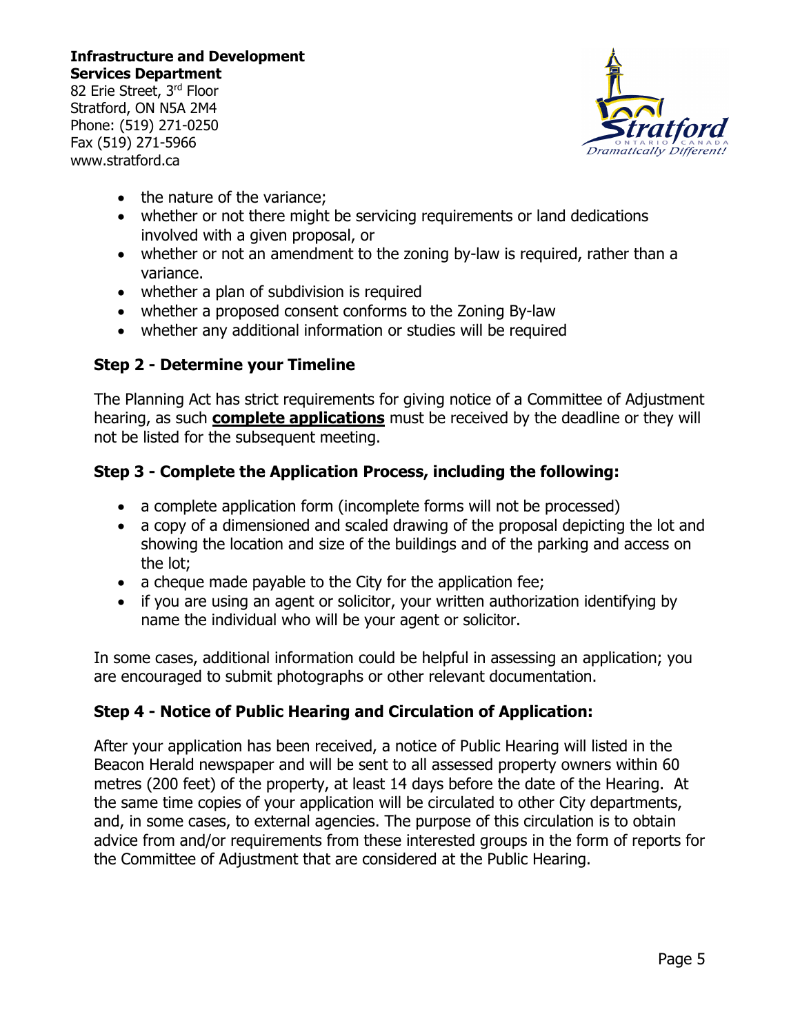- the nature of the variance;
- whether or not there might be servicing requirements or land dedications involved with a given proposal, or
- whether or not an amendment to the zoning by-law is required, rather than a variance.
- whether a plan of subdivision is required
- whether a proposed consent conforms to the Zoning By-law
- whether any additional information or studies will be required

### Step 2 - Determine your Timeline

The Planning Act has strict requirements for giving notice of a Committee of Adjustment hearing, as such **complete applications** must be received by the deadline or they will not be listed for the subsequent meeting.

### Step 3 - Complete the Application Process, including the following:

- a complete application form (incomplete forms will not be processed)
- a copy of a dimensioned and scaled drawing of the proposal depicting the lot and showing the location and size of the buildings and of the parking and access on the lot;
- a cheque made payable to the City for the application fee;
- if you are using an agent or solicitor, your written authorization identifying by name the individual who will be your agent or solicitor.

In some cases, additional information could be helpful in assessing an application; you are encouraged to submit photographs or other relevant documentation.

### Step 4 - Notice of Public Hearing and Circulation of Application:

After your application has been received, a notice of Public Hearing will listed in the Beacon Herald newspaper and will be sent to all assessed property owners within 60 metres (200 feet) of the property, at least 14 days before the date of the Hearing. At the same time copies of your application will be circulated to other City departments, and, in some cases, to external agencies. The purpose of this circulation is to obtain advice from and/or requirements from these interested groups in the form of reports for the Committee of Adjustment that are considered at the Public Hearing.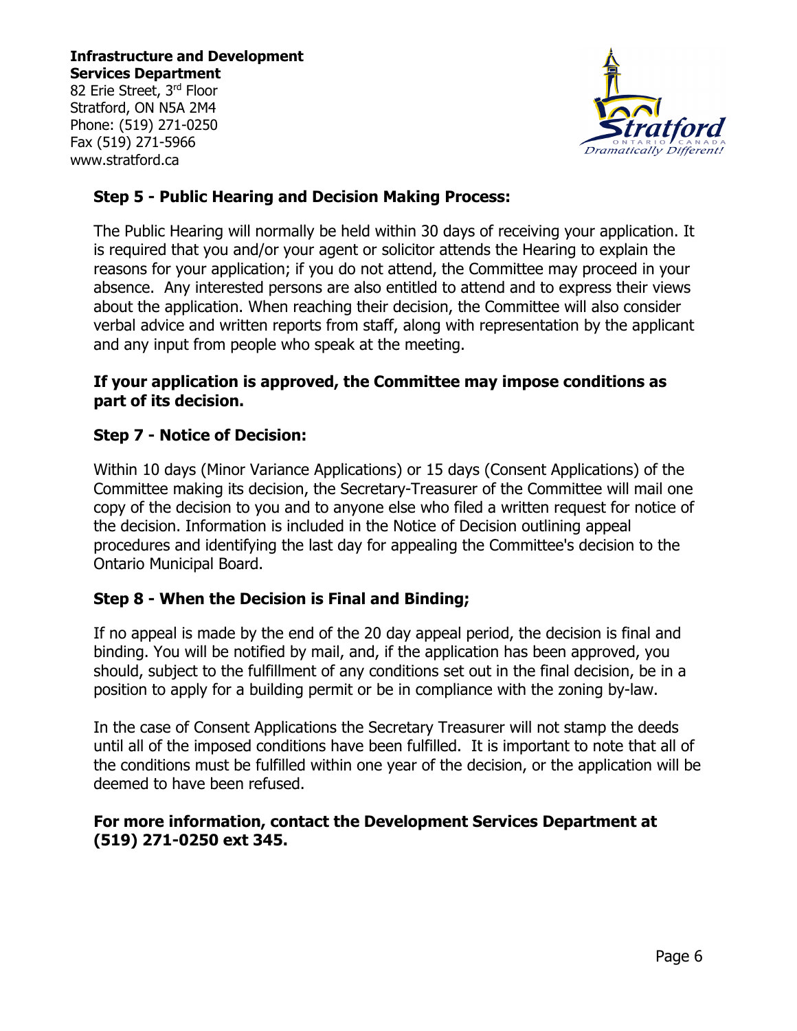**Infrastructure and Development Services Department**
82 Erie Street, 3rd Floor
Stratford, ON N5A 2M4
Phone: (519) 271-0250
Fax (519) 271-5966
www.stratford.ca

## Step 5 - Public Hearing and Decision Making Process:

The Public Hearing will normally be held within 30 days of receiving your application. It is required that you and/or your agent or solicitor attends the Hearing to explain the reasons for your application; if you do not attend, the Committee may proceed in your absence. Any interested persons are also entitled to attend and to express their views about the application. When reaching their decision, the Committee will also consider verbal advice and written reports from staff, along with representation by the applicant and any input from people who speak at the meeting.

**If your application is approved, the Committee may impose conditions as part of its decision.**

## Step 7 - Notice of Decision:

Within 10 days (Minor Variance Applications) or 15 days (Consent Applications) of the Committee making its decision, the Secretary-Treasurer of the Committee will mail one copy of the decision to you and to anyone else who filed a written request for notice of the decision. Information is included in the Notice of Decision outlining appeal procedures and identifying the last day for appealing the Committee's decision to the Ontario Municipal Board.

## Step 8 - When the Decision is Final and Binding;

If no appeal is made by the end of the 20 day appeal period, the decision is final and binding. You will be notified by mail, and, if the application has been approved, you should, subject to the fulfillment of any conditions set out in the final decision, be in a position to apply for a building permit or be in compliance with the zoning by-law.

In the case of Consent Applications the Secretary Treasurer will not stamp the deeds until all of the imposed conditions have been fulfilled. It is important to note that all of the conditions must be fulfilled within one year of the decision, or the application will be deemed to have been refused.

**For more information, contact the Development Services Department at (519) 271-0250 ext 345.**